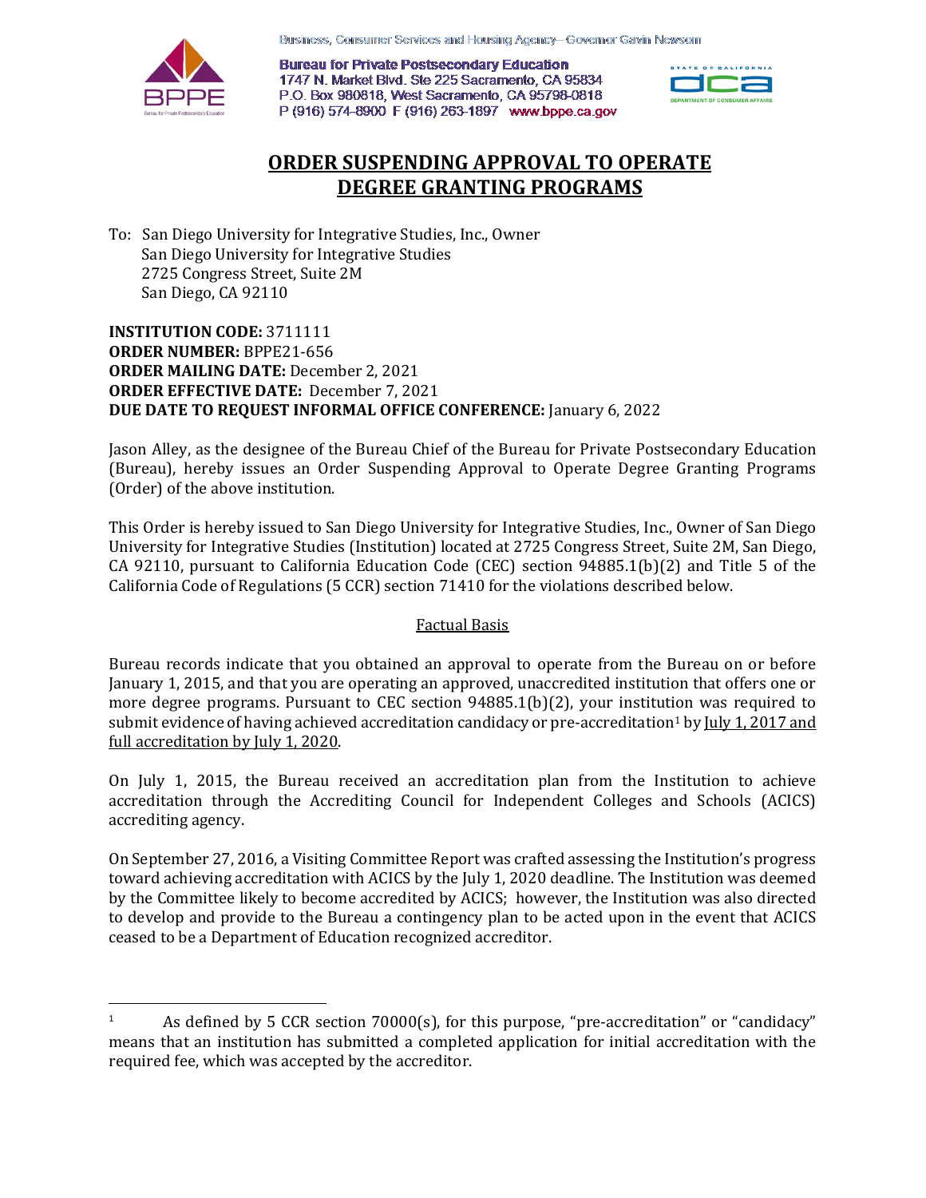Business, Consumer Services and Housing Agency– Governor Gavin Newsom

**Bureau for Private Postsecondary Education**
1747 N. Market Blvd. Ste 225 Sacramento, CA 95834
P.O. Box 980818, West Sacramento, CA 95798-0818
P (916) 574-8900 F (916) 263-1897 www.bppe.ca.gov

# ORDER SUSPENDING APPROVAL TO OPERATE DEGREE GRANTING PROGRAMS

To: San Diego University for Integrative Studies, Inc., Owner
San Diego University for Integrative Studies
2725 Congress Street, Suite 2M
San Diego, CA 92110

**INSTITUTION CODE:** 3711111
**ORDER NUMBER:** BPPE21-656
**ORDER MAILING DATE:** December 2, 2021
**ORDER EFFECTIVE DATE:** December 7, 2021
**DUE DATE TO REQUEST INFORMAL OFFICE CONFERENCE:** January 6, 2022

Jason Alley, as the designee of the Bureau Chief of the Bureau for Private Postsecondary Education (Bureau), hereby issues an Order Suspending Approval to Operate Degree Granting Programs (Order) of the above institution.

This Order is hereby issued to San Diego University for Integrative Studies, Inc., Owner of San Diego University for Integrative Studies (Institution) located at 2725 Congress Street, Suite 2M, San Diego, CA 92110, pursuant to California Education Code (CEC) section 94885.1(b)(2) and Title 5 of the California Code of Regulations (5 CCR) section 71410 for the violations described below.

## Factual Basis

Bureau records indicate that you obtained an approval to operate from the Bureau on or before January 1, 2015, and that you are operating an approved, unaccredited institution that offers one or more degree programs. Pursuant to CEC section 94885.1(b)(2), your institution was required to submit evidence of having achieved accreditation candidacy or pre-accreditation[1] by July 1, 2017 and full accreditation by July 1, 2020.

On July 1, 2015, the Bureau received an accreditation plan from the Institution to achieve accreditation through the Accrediting Council for Independent Colleges and Schools (ACICS) accrediting agency.

On September 27, 2016, a Visiting Committee Report was crafted assessing the Institution's progress toward achieving accreditation with ACICS by the July 1, 2020 deadline. The Institution was deemed by the Committee likely to become accredited by ACICS; however, the Institution was also directed to develop and provide to the Bureau a contingency plan to be acted upon in the event that ACICS ceased to be a Department of Education recognized accreditor.

[1] As defined by 5 CCR section 70000(s), for this purpose, "pre-accreditation" or "candidacy" means that an institution has submitted a completed application for initial accreditation with the required fee, which was accepted by the accreditor.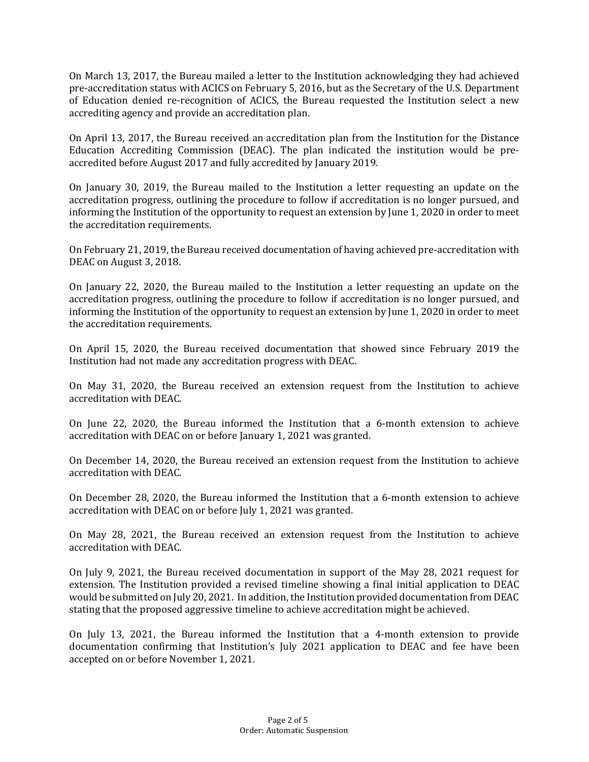On March 13, 2017, the Bureau mailed a letter to the Institution acknowledging they had achieved pre-accreditation status with ACICS on February 5, 2016, but as the Secretary of the U.S. Department of Education denied re-recognition of ACICS, the Bureau requested the Institution select a new accrediting agency and provide an accreditation plan.

On April 13, 2017, the Bureau received an accreditation plan from the Institution for the Distance Education Accrediting Commission (DEAC). The plan indicated the institution would be pre-accredited before August 2017 and fully accredited by January 2019.

On January 30, 2019, the Bureau mailed to the Institution a letter requesting an update on the accreditation progress, outlining the procedure to follow if accreditation is no longer pursued, and informing the Institution of the opportunity to request an extension by June 1, 2020 in order to meet the accreditation requirements.

On February 21, 2019, the Bureau received documentation of having achieved pre-accreditation with DEAC on August 3, 2018.

On January 22, 2020, the Bureau mailed to the Institution a letter requesting an update on the accreditation progress, outlining the procedure to follow if accreditation is no longer pursued, and informing the Institution of the opportunity to request an extension by June 1, 2020 in order to meet the accreditation requirements.

On April 15, 2020, the Bureau received documentation that showed since February 2019 the Institution had not made any accreditation progress with DEAC.

On May 31, 2020, the Bureau received an extension request from the Institution to achieve accreditation with DEAC.

On June 22, 2020, the Bureau informed the Institution that a 6-month extension to achieve accreditation with DEAC on or before January 1, 2021 was granted.

On December 14, 2020, the Bureau received an extension request from the Institution to achieve accreditation with DEAC.

On December 28, 2020, the Bureau informed the Institution that a 6-month extension to achieve accreditation with DEAC on or before July 1, 2021 was granted.

On May 28, 2021, the Bureau received an extension request from the Institution to achieve accreditation with DEAC.

On July 9, 2021, the Bureau received documentation in support of the May 28, 2021 request for extension. The Institution provided a revised timeline showing a final initial application to DEAC would be submitted on July 20, 2021. In addition, the Institution provided documentation from DEAC stating that the proposed aggressive timeline to achieve accreditation might be achieved.

On July 13, 2021, the Bureau informed the Institution that a 4-month extension to provide documentation confirming that Institution's July 2021 application to DEAC and fee have been accepted on or before November 1, 2021.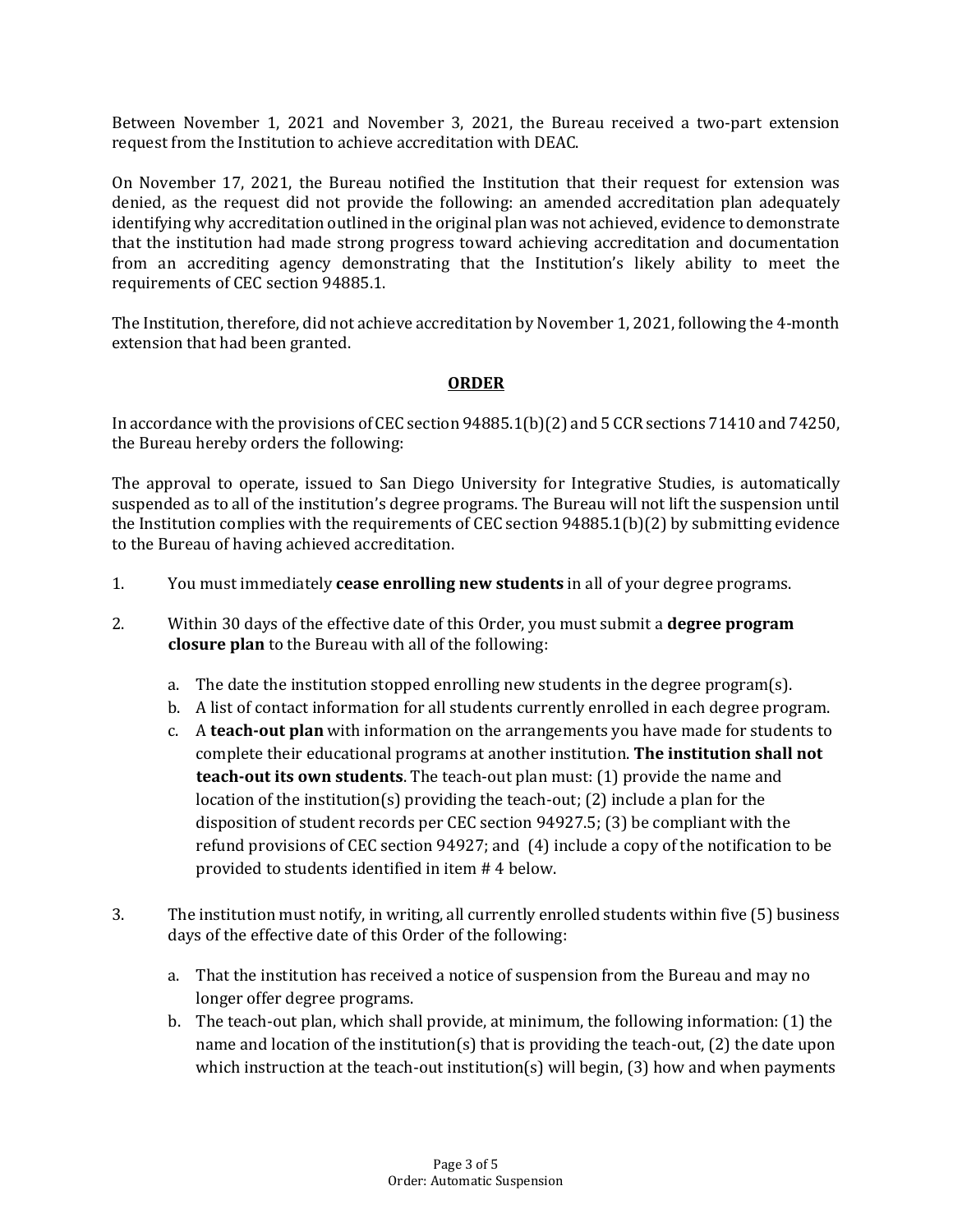Between November 1, 2021 and November 3, 2021, the Bureau received a two-part extension request from the Institution to achieve accreditation with DEAC.

On November 17, 2021, the Bureau notified the Institution that their request for extension was denied, as the request did not provide the following: an amended accreditation plan adequately identifying why accreditation outlined in the original plan was not achieved, evidence to demonstrate that the institution had made strong progress toward achieving accreditation and documentation from an accrediting agency demonstrating that the Institution's likely ability to meet the requirements of CEC section 94885.1.

The Institution, therefore, did not achieve accreditation by November 1, 2021, following the 4-month extension that had been granted.

## ORDER

In accordance with the provisions of CEC section 94885.1(b)(2) and 5 CCR sections 71410 and 74250, the Bureau hereby orders the following:

The approval to operate, issued to San Diego University for Integrative Studies, is automatically suspended as to all of the institution's degree programs. The Bureau will not lift the suspension until the Institution complies with the requirements of CEC section 94885.1(b)(2) by submitting evidence to the Bureau of having achieved accreditation.

1. You must immediately **cease enrolling new students** in all of your degree programs.

2. Within 30 days of the effective date of this Order, you must submit a **degree program closure plan** to the Bureau with all of the following:

   a. The date the institution stopped enrolling new students in the degree program(s).
   b. A list of contact information for all students currently enrolled in each degree program.
   c. A **teach-out plan** with information on the arrangements you have made for students to complete their educational programs at another institution. **The institution shall not teach-out its own students**. The teach-out plan must: (1) provide the name and location of the institution(s) providing the teach-out; (2) include a plan for the disposition of student records per CEC section 94927.5; (3) be compliant with the refund provisions of CEC section 94927; and (4) include a copy of the notification to be provided to students identified in item # 4 below.

3. The institution must notify, in writing, all currently enrolled students within five (5) business days of the effective date of this Order of the following:

   a. That the institution has received a notice of suspension from the Bureau and may no longer offer degree programs.
   b. The teach-out plan, which shall provide, at minimum, the following information: (1) the name and location of the institution(s) that is providing the teach-out, (2) the date upon which instruction at the teach-out institution(s) will begin, (3) how and when payments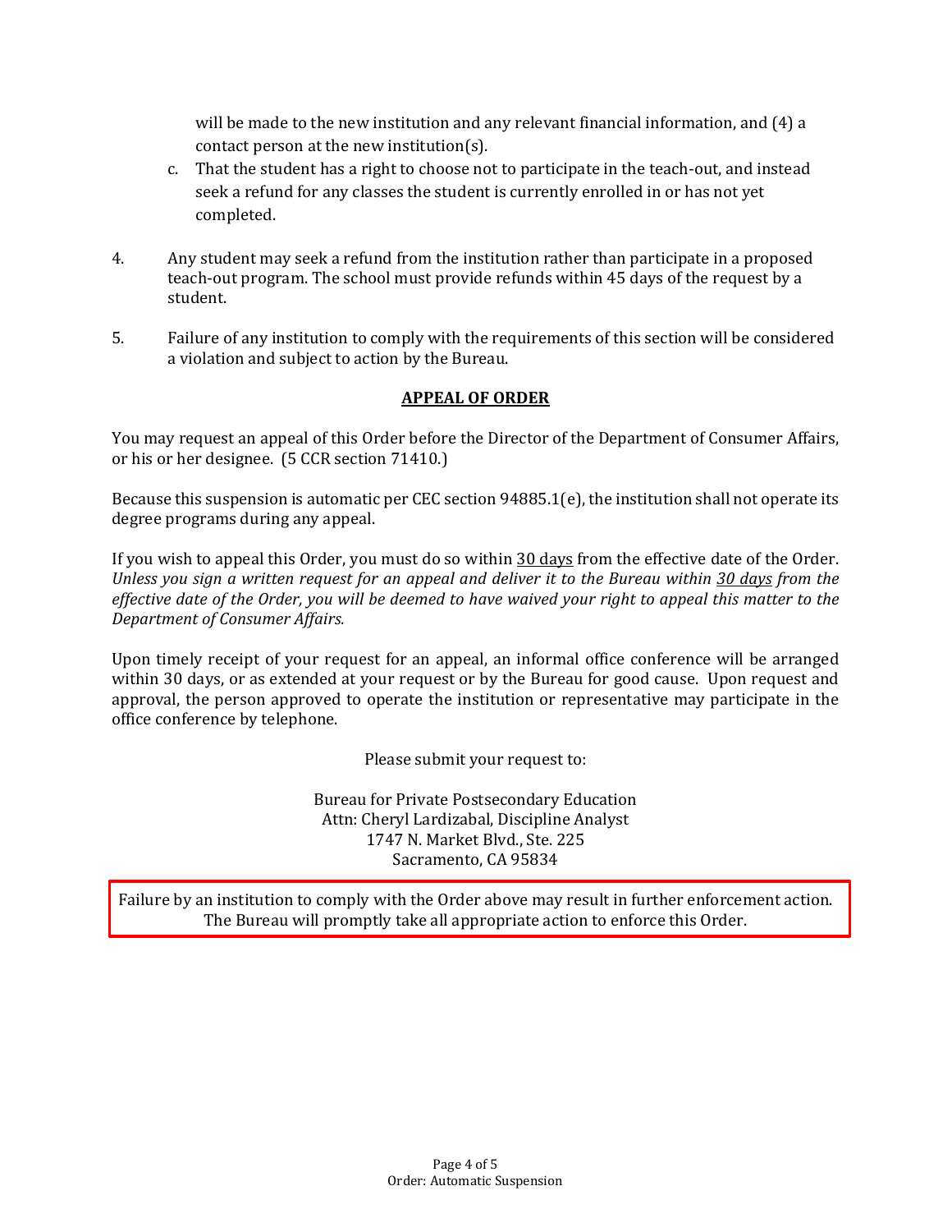will be made to the new institution and any relevant financial information, and (4) a contact person at the new institution(s).

c. That the student has a right to choose not to participate in the teach-out, and instead seek a refund for any classes the student is currently enrolled in or has not yet completed.

4. Any student may seek a refund from the institution rather than participate in a proposed teach-out program. The school must provide refunds within 45 days of the request by a student.

5. Failure of any institution to comply with the requirements of this section will be considered a violation and subject to action by the Bureau.

## **APPEAL OF ORDER**

You may request an appeal of this Order before the Director of the Department of Consumer Affairs, or his or her designee. (5 CCR section 71410.)

Because this suspension is automatic per CEC section 94885.1(e), the institution shall not operate its degree programs during any appeal.

If you wish to appeal this Order, you must do so within 30 days from the effective date of the Order. *Unless you sign a written request for an appeal and deliver it to the Bureau within 30 days from the effective date of the Order, you will be deemed to have waived your right to appeal this matter to the Department of Consumer Affairs.*

Upon timely receipt of your request for an appeal, an informal office conference will be arranged within 30 days, or as extended at your request or by the Bureau for good cause. Upon request and approval, the person approved to operate the institution or representative may participate in the office conference by telephone.

Please submit your request to:

Bureau for Private Postsecondary Education
Attn: Cheryl Lardizabal, Discipline Analyst
1747 N. Market Blvd., Ste. 225
Sacramento, CA 95834

Failure by an institution to comply with the Order above may result in further enforcement action. The Bureau will promptly take all appropriate action to enforce this Order.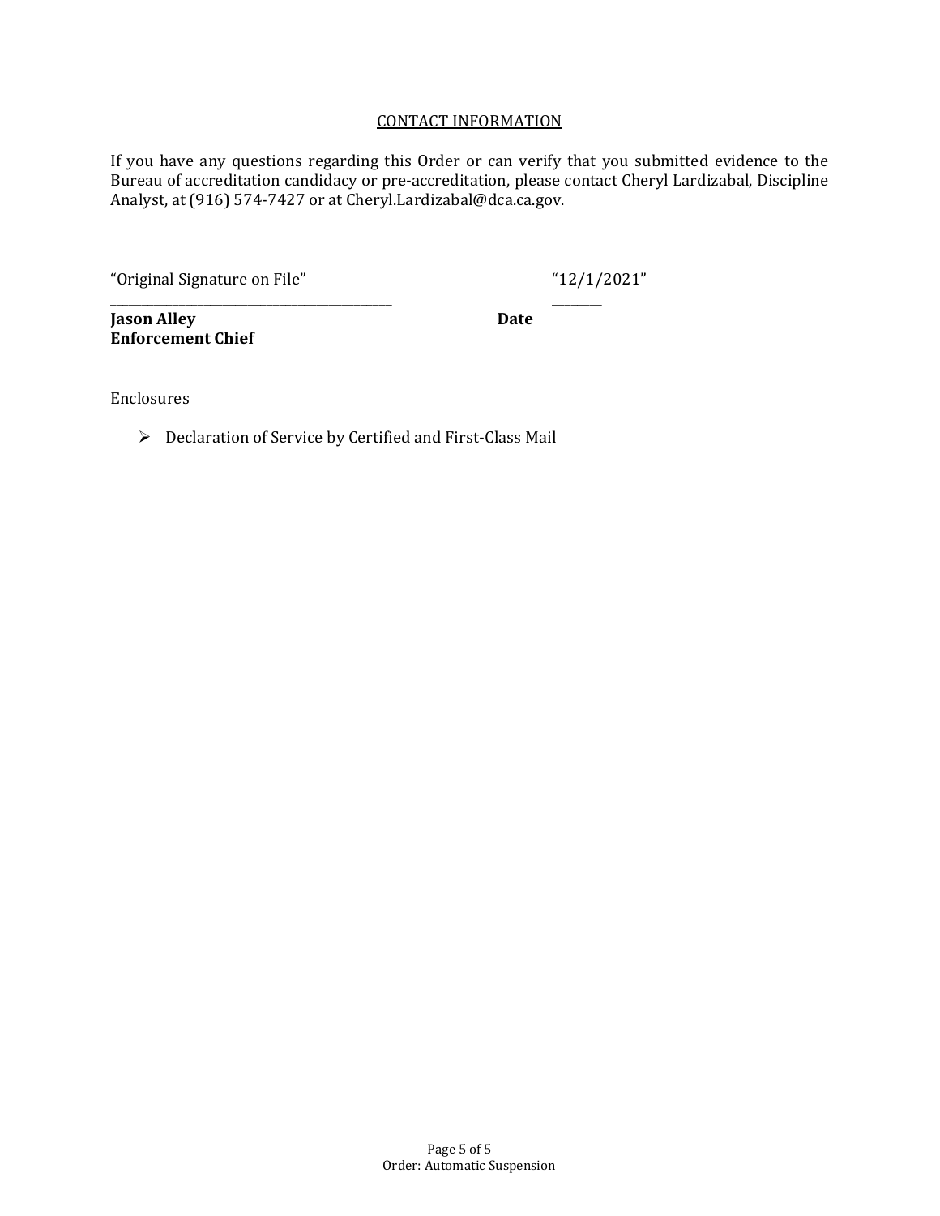## CONTACT INFORMATION

If you have any questions regarding this Order or can verify that you submitted evidence to the Bureau of accreditation candidacy or pre-accreditation, please contact Cheryl Lardizabal, Discipline Analyst, at (916) 574-7427 or at Cheryl.Lardizabal@dca.ca.gov.

"Original Signature on File" "12/1/2021"

**Jason Alley**
**Enforcement Chief**

**Date**

Enclosures

- Declaration of Service by Certified and First-Class Mail